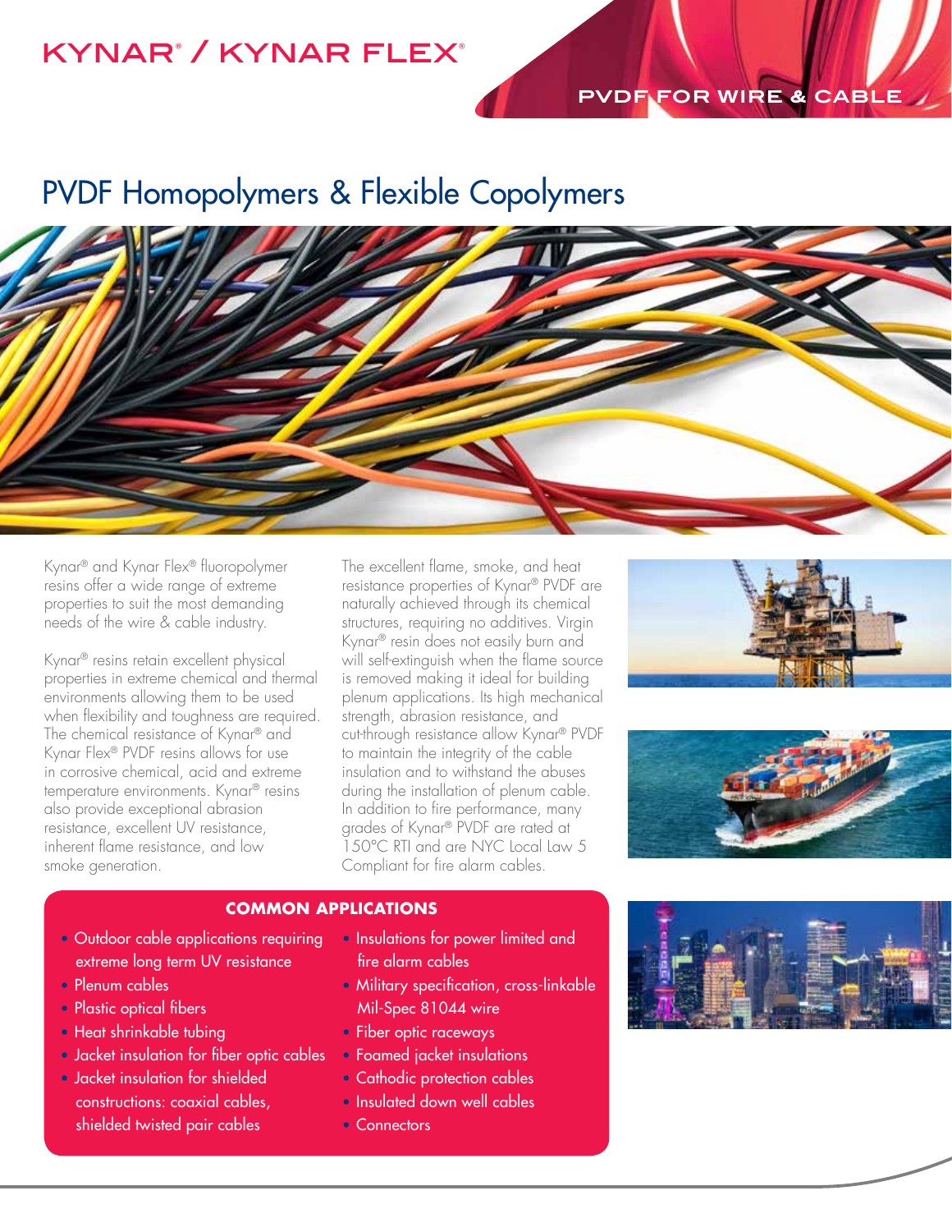# KYNAR® / KYNAR FLEX®

PVDF FOR WIRE & CABLE

## PVDF Homopolymers & Flexible Copolymers

Kynar® and Kynar Flex® fluoropolymer resins offer a wide range of extreme properties to suit the most demanding needs of the wire & cable industry.

Kynar® resins retain excellent physical properties in extreme chemical and thermal environments allowing them to be used when flexibility and toughness are required. The chemical resistance of Kynar® and Kynar Flex® PVDF resins allows for use in corrosive chemical, acid and extreme temperature environments. Kynar® resins also provide exceptional abrasion resistance, excellent UV resistance, inherent flame resistance, and low smoke generation.

The excellent flame, smoke, and heat resistance properties of Kynar® PVDF are naturally achieved through its chemical structures, requiring no additives. Virgin Kynar® resin does not easily burn and will self-extinguish when the flame source is removed making it ideal for building plenum applications. Its high mechanical strength, abrasion resistance, and cut-through resistance allow Kynar® PVDF to maintain the integrity of the cable insulation and to withstand the abuses during the installation of plenum cable. In addition to fire performance, many grades of Kynar® PVDF are rated at 150°C RTI and are NYC Local Law 5 Compliant for fire alarm cables.

### COMMON APPLICATIONS

- Outdoor cable applications requiring extreme long term UV resistance
- Plenum cables
- Plastic optical fibers
- Heat shrinkable tubing
- Jacket insulation for fiber optic cables
- Jacket insulation for shielded constructions: coaxial cables, shielded twisted pair cables
- Insulations for power limited and fire alarm cables
- Military specification, cross-linkable Mil-Spec 81044 wire
- Fiber optic raceways
- Foamed jacket insulations
- Cathodic protection cables
- Insulated down well cables
- Connectors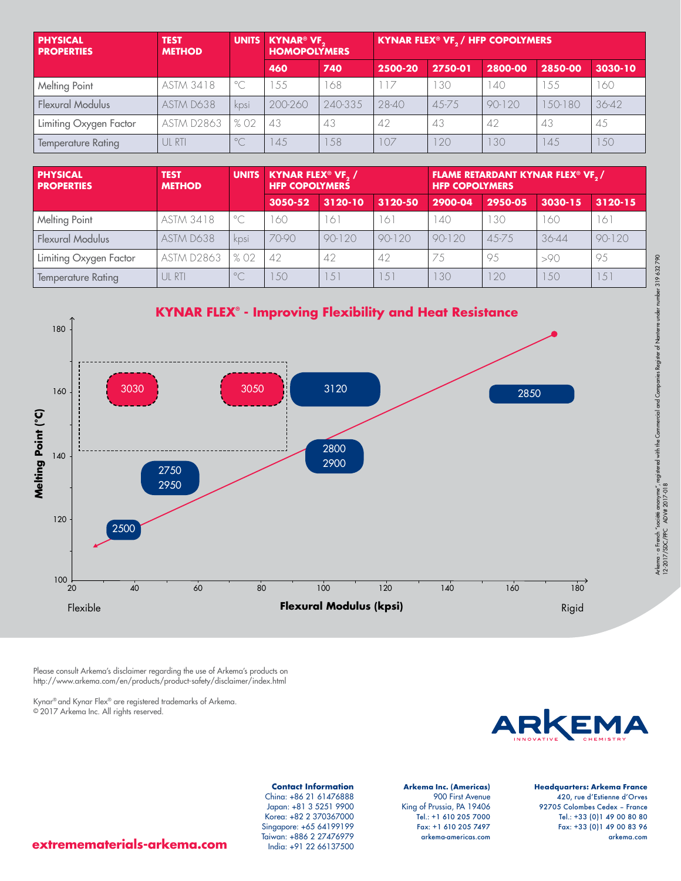| PHYSICAL PROPERTIES | TEST METHOD | UNITS | KYNAR® $VF_2$ HOMOPOLYMERS | | KYNAR FLEX® $VF_2$ / HFP COPOLYMERS | | | | |
|---|---|---|---|---|---|---|---|---|---|
| | | | 460 | 740 | 2500-20 | 2750-01 | 2800-00 | 2850-00 | 3030-10 |
| Melting Point | ASTM 3418 | °C | 155 | 168 | 117 | 130 | 140 | 155 | 160 |
| Flexural Modulus | ASTM D638 | kpsi | 200-260 | 240-335 | 28-40 | 45-75 | 90-120 | 150-180 | 36-42 |
| Limiting Oxygen Factor | ASTM D2863 | % 02 | 43 | 43 | 42 | 43 | 42 | 43 | 45 |
| Temperature Rating | UL RTI | °C | 145 | 158 | 107 | 120 | 130 | 145 | 150 |

| PHYSICAL PROPERTIES | TEST METHOD | UNITS | KYNAR FLEX® $VF_2$ / HFP COPOLYMERS | | | FLAME RETARDANT KYNAR FLEX® $VF_2$ / HFP COPOLYMERS | | | |
|---|---|---|---|---|---|---|---|---|---|
| | | | 3050-52 | 3120-10 | 3120-50 | 2900-04 | 2950-05 | 3030-15 | 3120-15 |
| Melting Point | ASTM 3418 | °C | 160 | 161 | 161 | 140 | 130 | 160 | 161 |
| Flexural Modulus | ASTM D638 | kpsi | 70-90 | 90-120 | 90-120 | 90-120 | 45-75 | 36-44 | 90-120 |
| Limiting Oxygen Factor | ASTM D2863 | % 02 | 42 | 42 | 42 | 75 | 95 | >90 | 95 |
| Temperature Rating | UL RTI | °C | 150 | 151 | 151 | 130 | 120 | 150 | 151 |

## KYNAR FLEX® - Improving Flexibility and Heat Resistance

Melting Point (°C)

180
160
140
120
100

3030
3050
3120
2850
2800
2900
2750
2950
2500

20 40 60 80 100 120 140 160 180

Flexible
Flexural Modulus (kpsi)
Rigid

Please consult Arkema's disclaimer regarding the use of Arkema's products on http://www.arkema.com/en/products/product-safety/disclaimer/index.html

Kynar® and Kynar Flex® are registered trademarks of Arkema.
© 2017 Arkema Inc. All rights reserved.

ARKEMA
INNOVATIVE CHEMISTRY

Arkema - a French "société anonyme" registered with the Commercial and Companies Register of Nanterre under number 319 632 790
12-2017/SDC/PPC ADV# 2017-018

**extremematerials-arkema.com**

**Contact Information**
China: +86 21 61476888
Japan: +81 3 5251 9900
Korea: +82 2 370367000
Singapore: +65 64199199
Taiwan: +886 2 27476979
India: +91 22 66137500

**Arkema Inc. (Americas)**
900 First Avenue
King of Prussia, PA 19406
Tel.: +1 610 205 7000
Fax: +1 610 205 7497
arkema-americas.com

**Headquarters: Arkema France**
420, rue d'Estienne d'Orves
92705 Colombes Cedex – France
Tel.: +33 (0)1 49 00 80 80
Fax: +33 (0)1 49 00 83 96
arkema.com